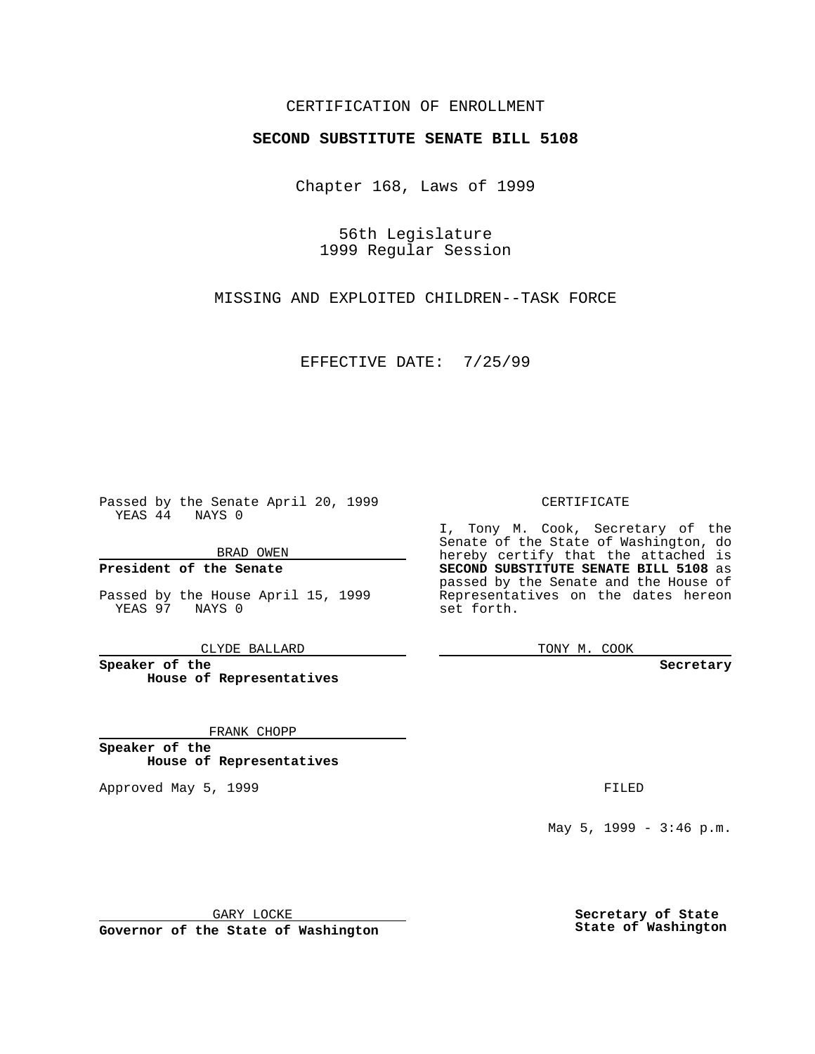CERTIFICATION OF ENROLLMENT

**SECOND SUBSTITUTE SENATE BILL 5108**

Chapter 168, Laws of 1999

56th Legislature
1999 Regular Session

MISSING AND EXPLOITED CHILDREN--TASK FORCE

EFFECTIVE DATE: 7/25/99

Passed by the Senate April 20, 1999
YEAS 44 NAYS 0

BRAD OWEN

**President of the Senate**

Passed by the House April 15, 1999
YEAS 97 NAYS 0

CLYDE BALLARD

**Speaker of the House of Representatives**

FRANK CHOPP

**Speaker of the House of Representatives**

Approved May 5, 1999

GARY LOCKE

**Governor of the State of Washington**

CERTIFICATE

I, Tony M. Cook, Secretary of the Senate of the State of Washington, do hereby certify that the attached is **SECOND SUBSTITUTE SENATE BILL 5108** as passed by the Senate and the House of Representatives on the dates hereon set forth.

TONY M. COOK

**Secretary**

FILED

May 5, 1999 - 3:46 p.m.

**Secretary of State**
**State of Washington**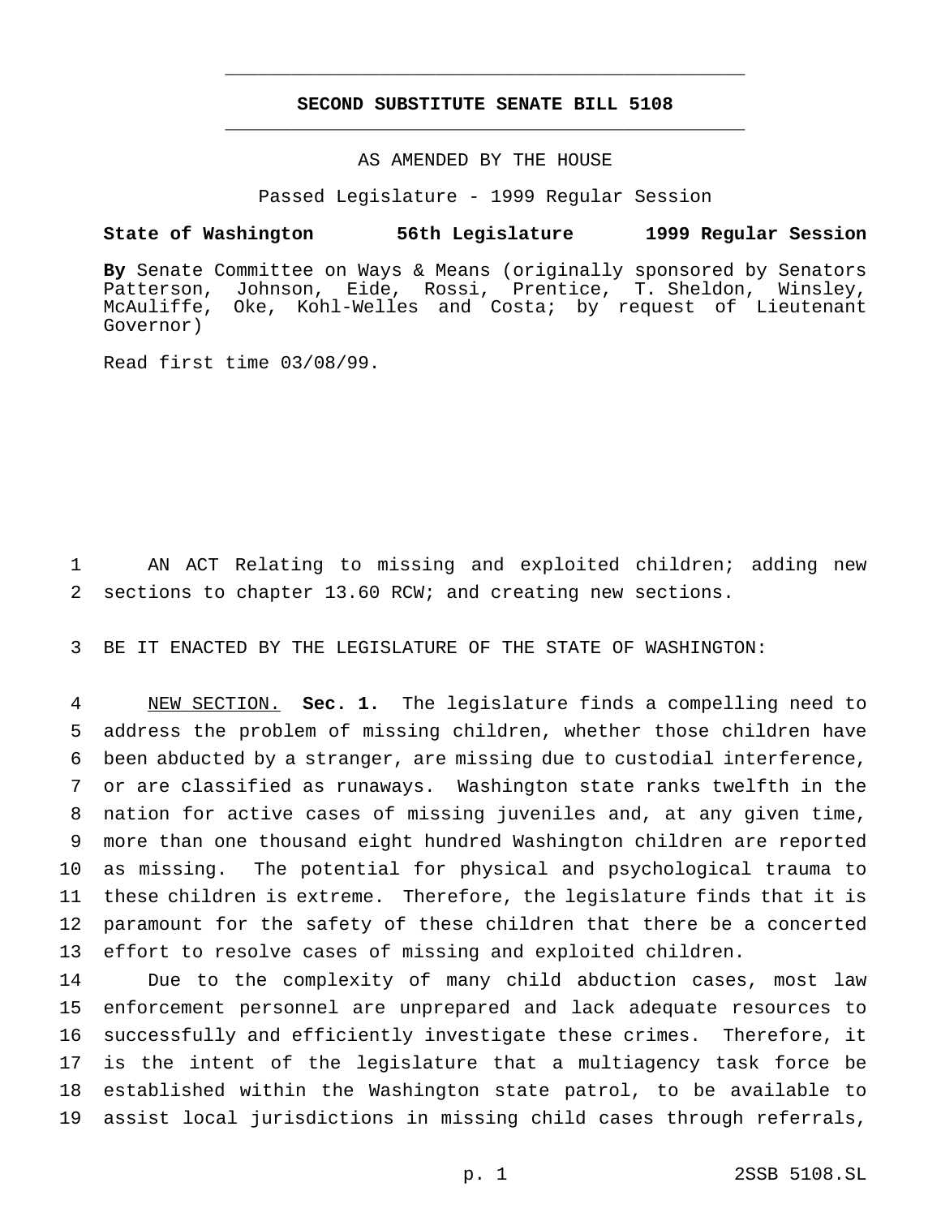# SECOND SUBSTITUTE SENATE BILL 5108

AS AMENDED BY THE HOUSE

Passed Legislature - 1999 Regular Session

**State of Washington 56th Legislature 1999 Regular Session**

**By** Senate Committee on Ways & Means (originally sponsored by Senators Patterson, Johnson, Eide, Rossi, Prentice, T. Sheldon, Winsley, McAuliffe, Oke, Kohl-Welles and Costa; by request of Lieutenant Governor)

Read first time 03/08/99.

AN ACT Relating to missing and exploited children; adding new sections to chapter 13.60 RCW; and creating new sections.

BE IT ENACTED BY THE LEGISLATURE OF THE STATE OF WASHINGTON:

NEW SECTION. **Sec. 1.** The legislature finds a compelling need to address the problem of missing children, whether those children have been abducted by a stranger, are missing due to custodial interference, or are classified as runaways. Washington state ranks twelfth in the nation for active cases of missing juveniles and, at any given time, more than one thousand eight hundred Washington children are reported as missing. The potential for physical and psychological trauma to these children is extreme. Therefore, the legislature finds that it is paramount for the safety of these children that there be a concerted effort to resolve cases of missing and exploited children.

Due to the complexity of many child abduction cases, most law enforcement personnel are unprepared and lack adequate resources to successfully and efficiently investigate these crimes. Therefore, it is the intent of the legislature that a multiagency task force be established within the Washington state patrol, to be available to assist local jurisdictions in missing child cases through referrals,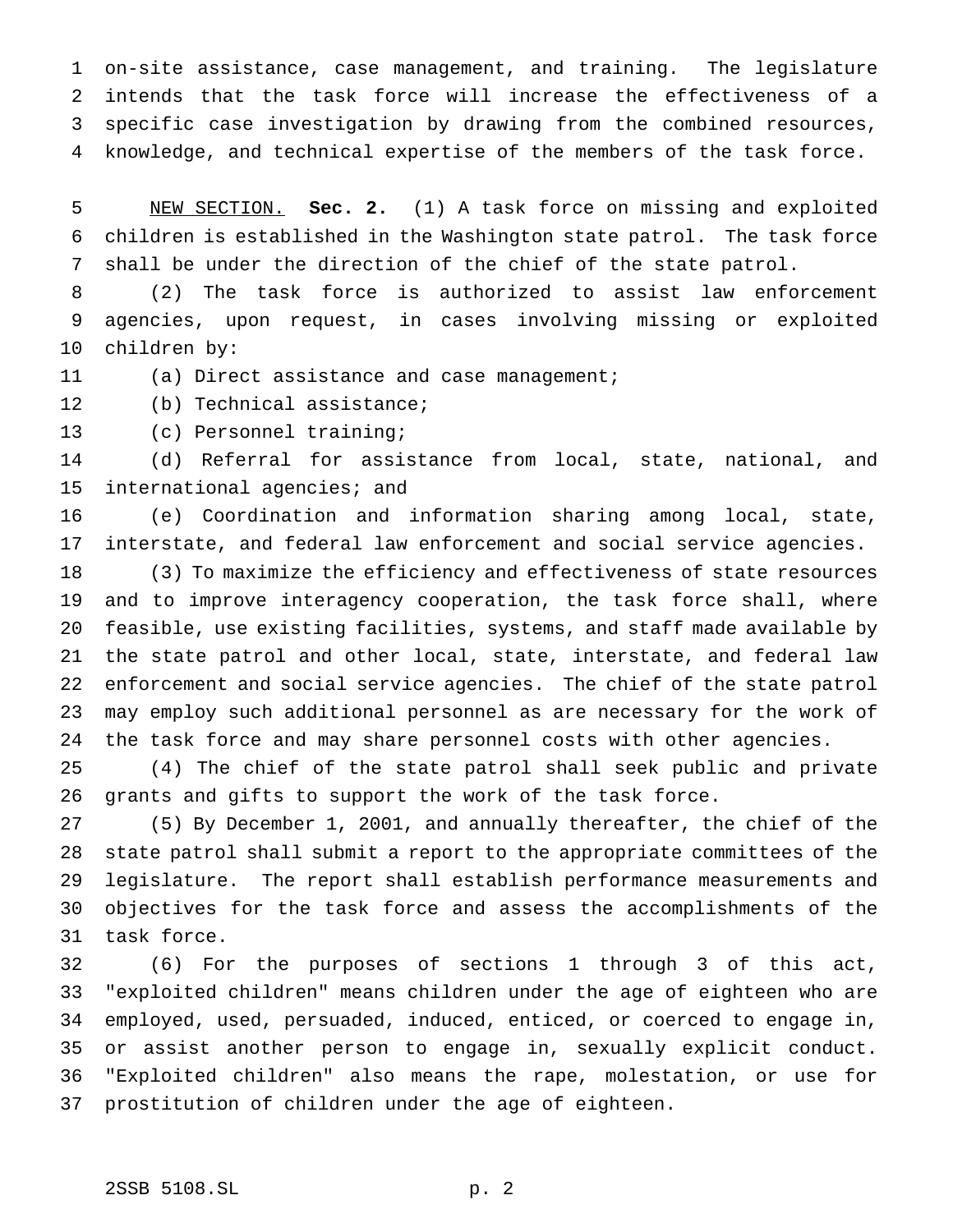on-site assistance, case management, and training. The legislature intends that the task force will increase the effectiveness of a specific case investigation by drawing from the combined resources, knowledge, and technical expertise of the members of the task force.

NEW SECTION. **Sec. 2.** (1) A task force on missing and exploited children is established in the Washington state patrol. The task force shall be under the direction of the chief of the state patrol.

(2) The task force is authorized to assist law enforcement agencies, upon request, in cases involving missing or exploited children by:

(a) Direct assistance and case management;

(b) Technical assistance;

(c) Personnel training;

(d) Referral for assistance from local, state, national, and international agencies; and

(e) Coordination and information sharing among local, state, interstate, and federal law enforcement and social service agencies.

(3) To maximize the efficiency and effectiveness of state resources and to improve interagency cooperation, the task force shall, where feasible, use existing facilities, systems, and staff made available by the state patrol and other local, state, interstate, and federal law enforcement and social service agencies. The chief of the state patrol may employ such additional personnel as are necessary for the work of the task force and may share personnel costs with other agencies.

(4) The chief of the state patrol shall seek public and private grants and gifts to support the work of the task force.

(5) By December 1, 2001, and annually thereafter, the chief of the state patrol shall submit a report to the appropriate committees of the legislature. The report shall establish performance measurements and objectives for the task force and assess the accomplishments of the task force.

(6) For the purposes of sections 1 through 3 of this act, "exploited children" means children under the age of eighteen who are employed, used, persuaded, induced, enticed, or coerced to engage in, or assist another person to engage in, sexually explicit conduct. "Exploited children" also means the rape, molestation, or use for prostitution of children under the age of eighteen.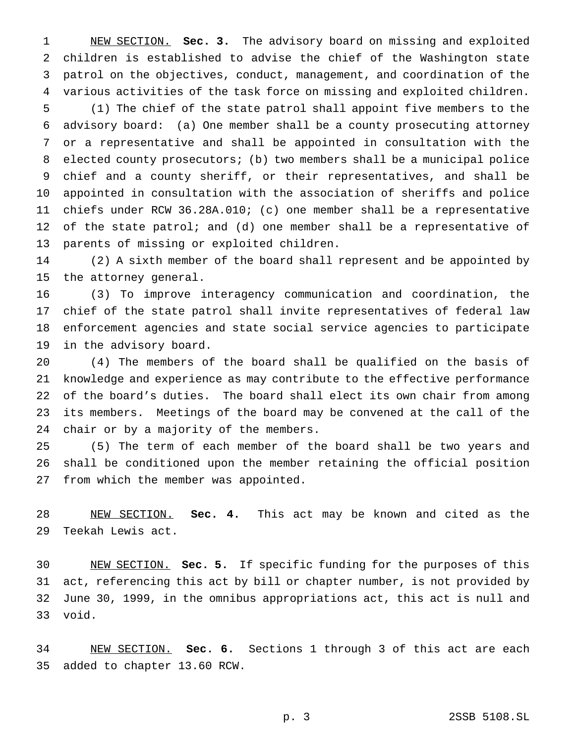NEW SECTION. **Sec. 3.** The advisory board on missing and exploited children is established to advise the chief of the Washington state patrol on the objectives, conduct, management, and coordination of the various activities of the task force on missing and exploited children.

(1) The chief of the state patrol shall appoint five members to the advisory board: (a) One member shall be a county prosecuting attorney or a representative and shall be appointed in consultation with the elected county prosecutors; (b) two members shall be a municipal police chief and a county sheriff, or their representatives, and shall be appointed in consultation with the association of sheriffs and police chiefs under RCW 36.28A.010; (c) one member shall be a representative of the state patrol; and (d) one member shall be a representative of parents of missing or exploited children.

(2) A sixth member of the board shall represent and be appointed by the attorney general.

(3) To improve interagency communication and coordination, the chief of the state patrol shall invite representatives of federal law enforcement agencies and state social service agencies to participate in the advisory board.

(4) The members of the board shall be qualified on the basis of knowledge and experience as may contribute to the effective performance of the board's duties. The board shall elect its own chair from among its members. Meetings of the board may be convened at the call of the chair or by a majority of the members.

(5) The term of each member of the board shall be two years and shall be conditioned upon the member retaining the official position from which the member was appointed.

NEW SECTION. **Sec. 4.** This act may be known and cited as the Teekah Lewis act.

NEW SECTION. **Sec. 5.** If specific funding for the purposes of this act, referencing this act by bill or chapter number, is not provided by June 30, 1999, in the omnibus appropriations act, this act is null and void.

NEW SECTION. **Sec. 6.** Sections 1 through 3 of this act are each added to chapter 13.60 RCW.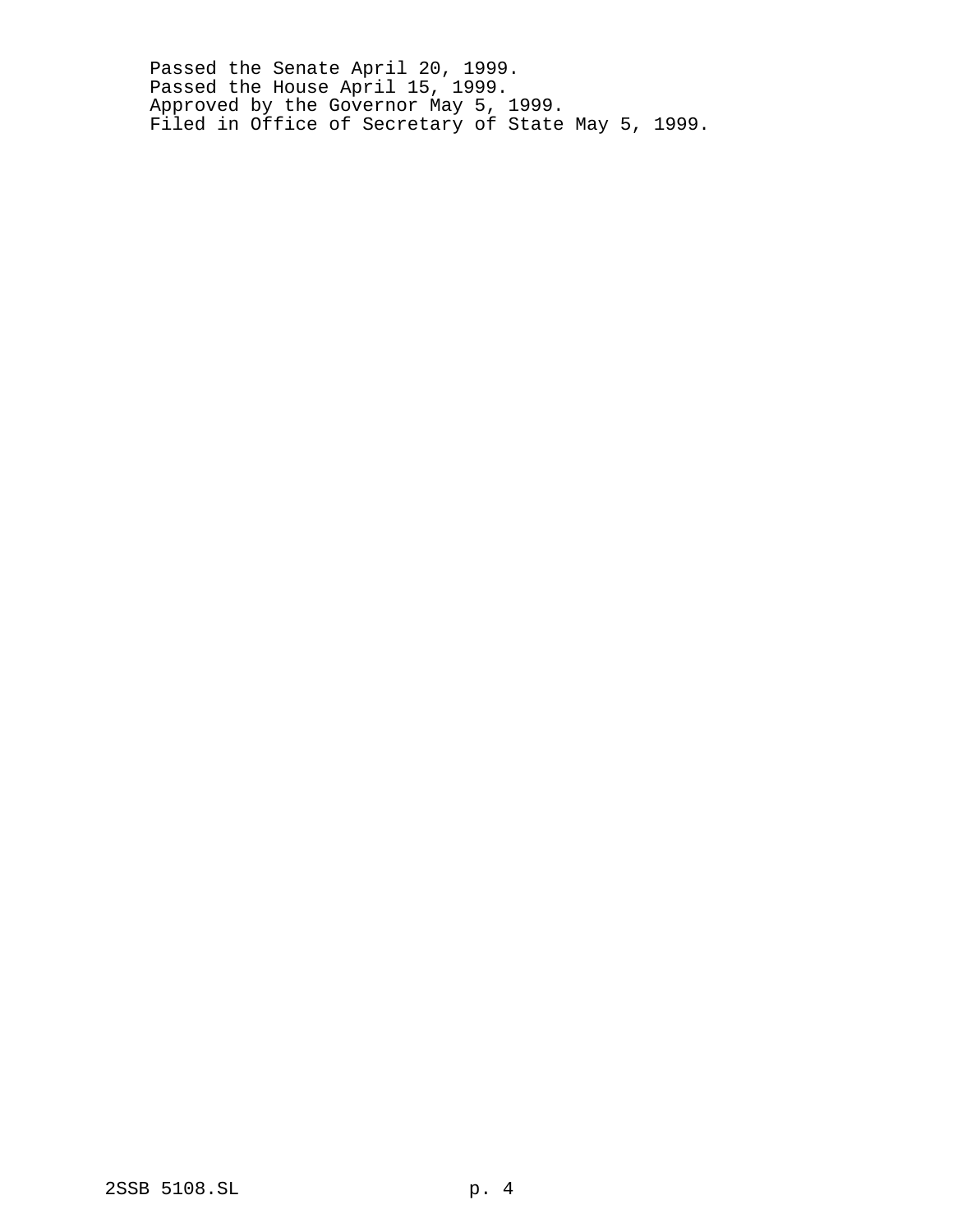Passed the Senate April 20, 1999.
Passed the House April 15, 1999.
Approved by the Governor May 5, 1999.
Filed in Office of Secretary of State May 5, 1999.